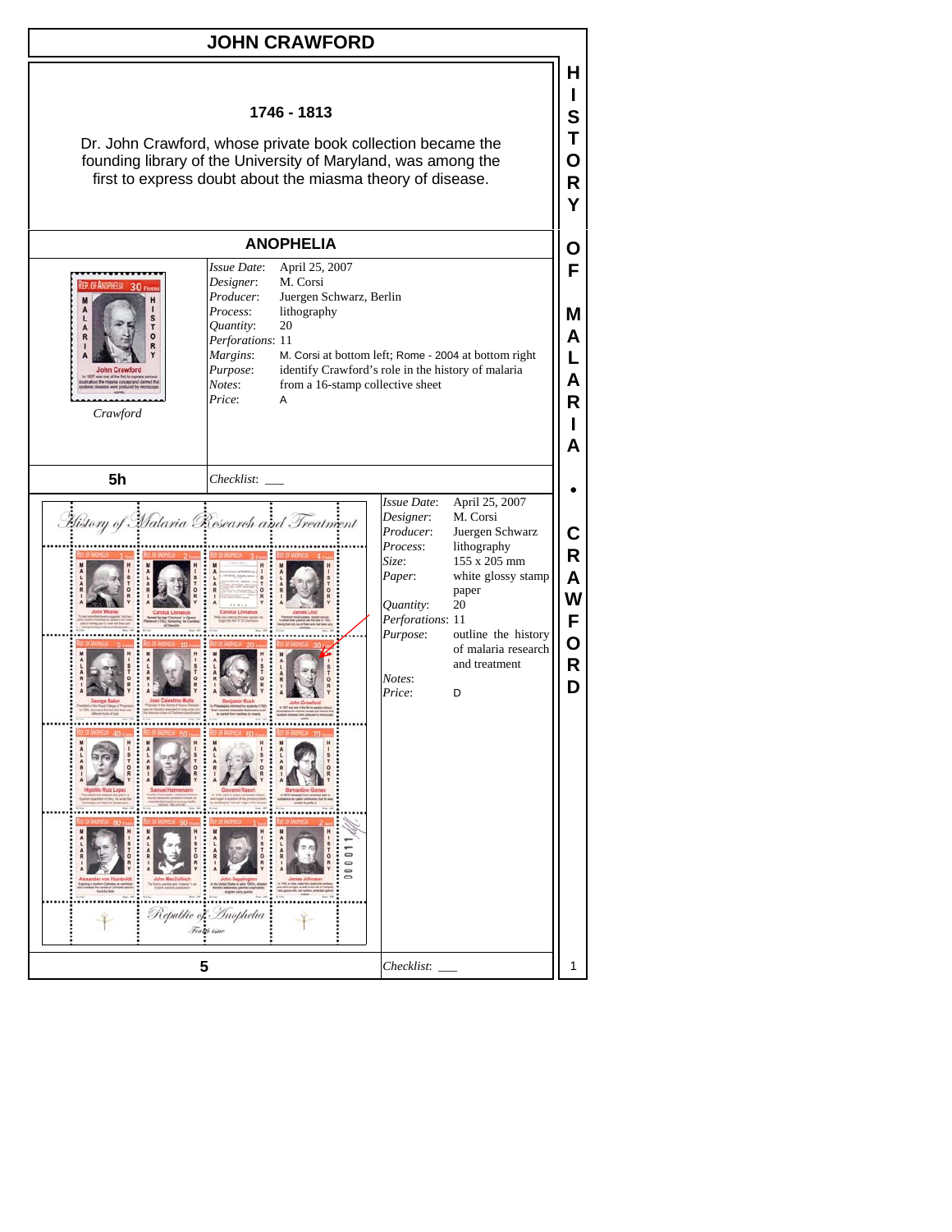# JOHN CRAWFORD

**1746 - 1813**

Dr. John Crawford, whose private book collection became the founding library of the University of Maryland, was among the first to express doubt about the miasma theory of disease.

## ANOPHELIA

*Crawford*

| | |
|---|---|
| *Issue Date*: | April 25, 2007 |
| *Designer*: | M. Corsi |
| *Producer*: | Juergen Schwarz, Berlin |
| *Process*: | lithography |
| *Quantity*: | 20 |
| *Perforations*: | 11 |
| *Margins*: | M. Corsi at bottom left; Rome - 2004 at bottom right |
| *Purpose*: | identify Crawford's role in the history of malaria |
| *Notes*: | from a 16-stamp collective sheet |
| *Price*: | A |

**5h** *Checklist*: ___

| | |
|---|---|
| *Issue Date*: | April 25, 2007 |
| *Designer*: | M. Corsi |
| *Producer*: | Juergen Schwarz |
| *Process*: | lithography |
| *Size*: | 155 x 205 mm |
| *Paper*: | white glossy stamp paper |
| *Quantity*: | 20 |
| *Perforations*: | 11 |
| *Purpose*: | outline the history of malaria research and treatment |
| *Notes*: | |
| *Price*: | D |

**5** *Checklist*: ___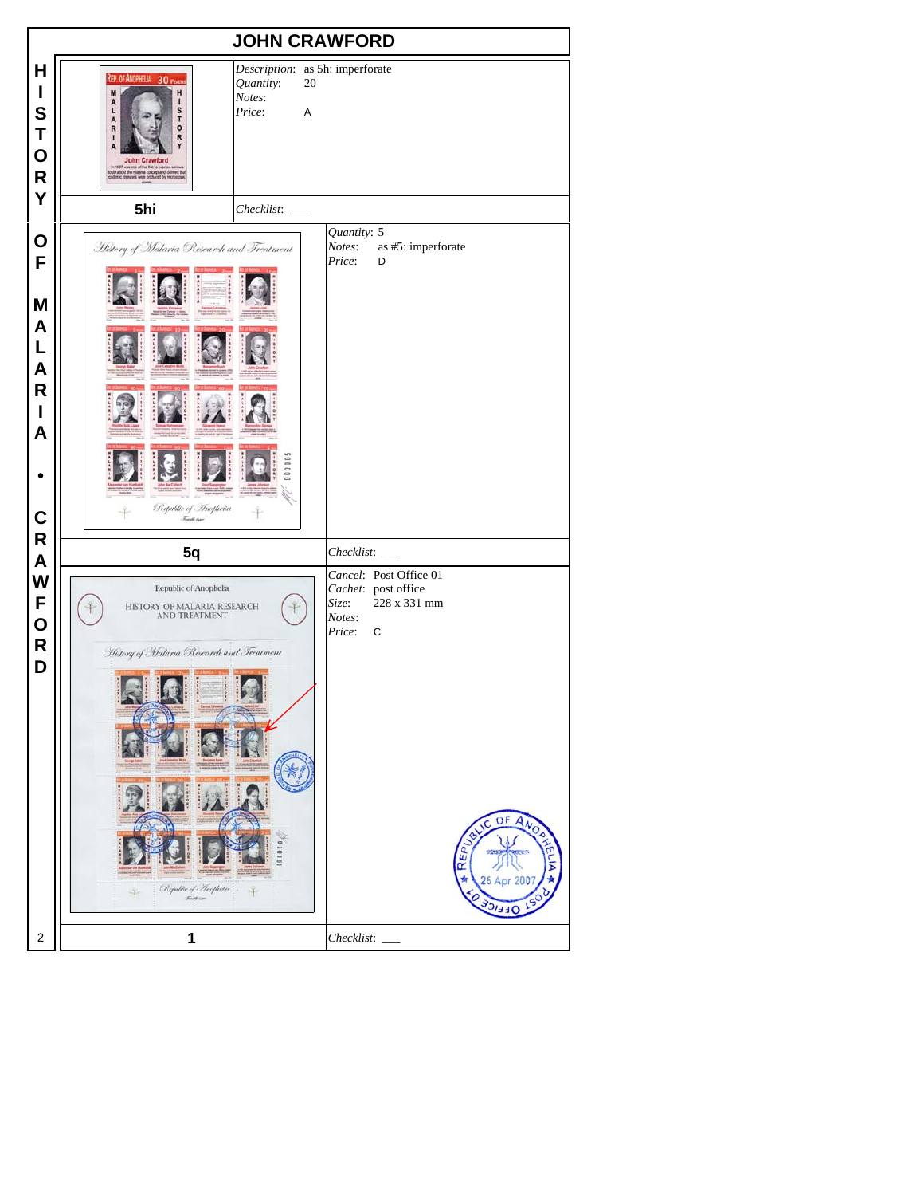# JOHN CRAWFORD

HISTORY OF MALARIA • CRAWFORD

| | |
|---|---|
| | *Description*: as 5h: imperforate<br>*Quantity*: 20<br>*Notes*:<br>*Price*: A |
| **5hi** | *Checklist*: ___ |
| | *Quantity*: 5<br>*Notes*: as #5: imperforate<br>*Price*: D |
| **5q** | *Checklist*: ___ |
| | *Cancel*: Post Office 01<br>*Cachet*: post office<br>*Size*: 228 x 331 mm<br>*Notes*:<br>*Price*: C |
| **1** | *Checklist*: ___ |